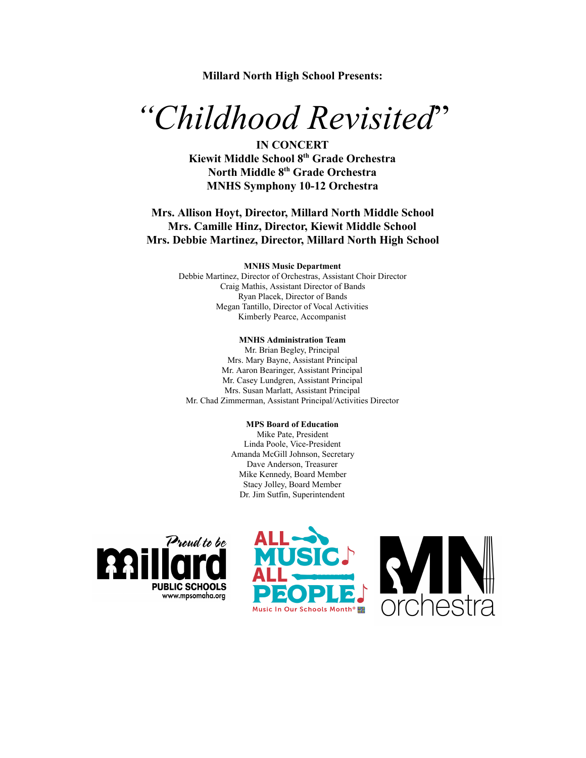**Millard North High School Presents:**

# *"Childhood Revisited"*

**IN CONCERT**
**Kiewit Middle School 8th Grade Orchestra**
**North Middle 8th Grade Orchestra**
**MNHS Symphony 10-12 Orchestra**

**Mrs. Allison Hoyt, Director, Millard North Middle School**
**Mrs. Camille Hinz, Director, Kiewit Middle School**
**Mrs. Debbie Martinez, Director, Millard North High School**

**MNHS Music Department**

Debbie Martinez, Director of Orchestras, Assistant Choir Director
Craig Mathis, Assistant Director of Bands
Ryan Placek, Director of Bands
Megan Tantillo, Director of Vocal Activities
Kimberly Pearce, Accompanist

**MNHS Administration Team**

Mr. Brian Begley, Principal
Mrs. Mary Bayne, Assistant Principal
Mr. Aaron Bearinger, Assistant Principal
Mr. Casey Lundgren, Assistant Principal
Mrs. Susan Marlatt, Assistant Principal
Mr. Chad Zimmerman, Assistant Principal/Activities Director

**MPS Board of Education**

Mike Pate, President
Linda Poole, Vice-President
Amanda McGill Johnson, Secretary
Dave Anderson, Treasurer
Mike Kennedy, Board Member
Stacy Jolley, Board Member
Dr. Jim Sutfin, Superintendent

Proud to be Millard Public Schools www.mpsomaha.org

ALL MUSIC ALL PEOPLE Music In Our Schools Month®

MN orchestra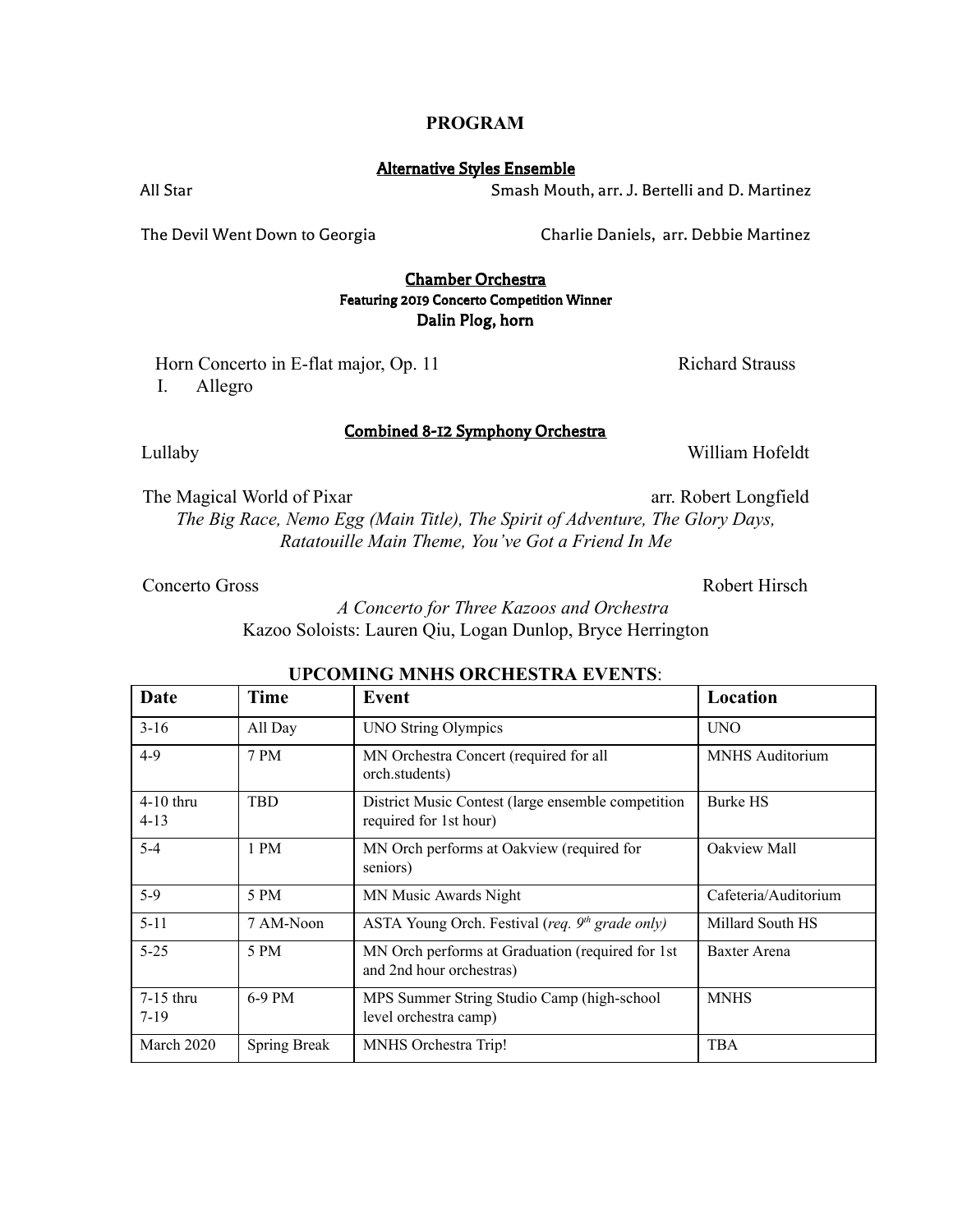# PROGRAM

## Alternative Styles Ensemble

All Star — Smash Mouth, arr. J. Bertelli and D. Martinez

The Devil Went Down to Georgia — Charlie Daniels, arr. Debbie Martinez

## Chamber Orchestra

**Featuring 2019 Concerto Competition Winner**

**Dalin Plog, horn**

Horn Concerto in E-flat major, Op. 11 — Richard Strauss

I. Allegro

## Combined 8-12 Symphony Orchestra

Lullaby — William Hofeldt

The Magical World of Pixar — arr. Robert Longfield

*The Big Race, Nemo Egg (Main Title), The Spirit of Adventure, The Glory Days, Ratatouille Main Theme, You've Got a Friend In Me*

Concerto Gross — Robert Hirsch

*A Concerto for Three Kazoos and Orchestra*

Kazoo Soloists: Lauren Qiu, Logan Dunlop, Bryce Herrington

## UPCOMING MNHS ORCHESTRA EVENTS:

| Date | Time | Event | Location |
|---|---|---|---|
| 3-16 | All Day | UNO String Olympics | UNO |
| 4-9 | 7 PM | MN Orchestra Concert (required for all orch.students) | MNHS Auditorium |
| 4-10 thru 4-13 | TBD | District Music Contest (large ensemble competition required for 1st hour) | Burke HS |
| 5-4 | 1 PM | MN Orch performs at Oakview (required for seniors) | Oakview Mall |
| 5-9 | 5 PM | MN Music Awards Night | Cafeteria/Auditorium |
| 5-11 | 7 AM-Noon | ASTA Young Orch. Festival (*req. 9th grade only*) | Millard South HS |
| 5-25 | 5 PM | MN Orch performs at Graduation (required for 1st and 2nd hour orchestras) | Baxter Arena |
| 7-15 thru 7-19 | 6-9 PM | MPS Summer String Studio Camp (high-school level orchestra camp) | MNHS |
| March 2020 | Spring Break | MNHS Orchestra Trip! | TBA |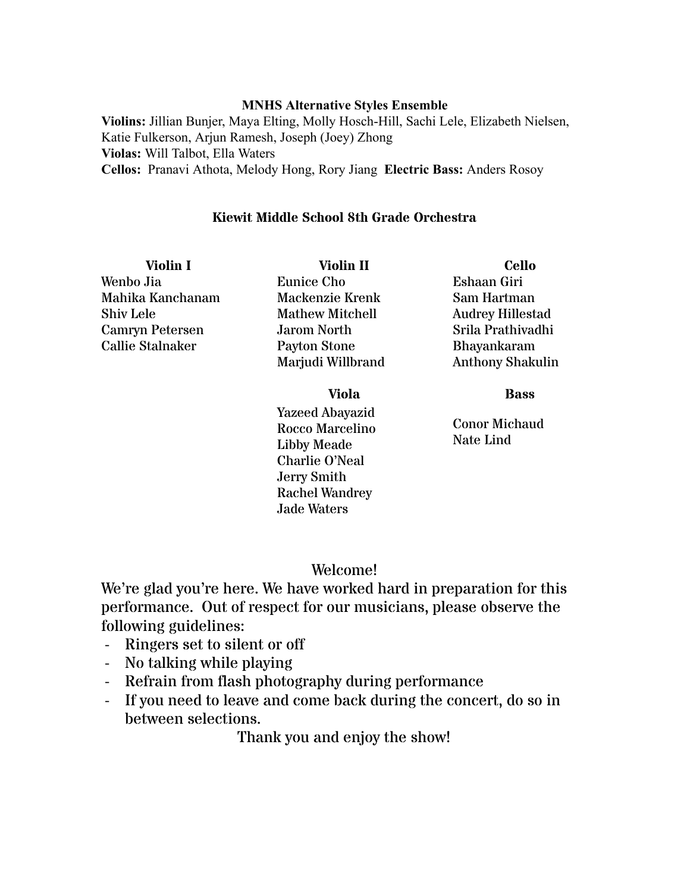## MNHS Alternative Styles Ensemble

**Violins:** Jillian Bunjer, Maya Elting, Molly Hosch-Hill, Sachi Lele, Elizabeth Nielsen, Katie Fulkerson, Arjun Ramesh, Joseph (Joey) Zhong
**Violas:** Will Talbot, Ella Waters
**Cellos:** Pranavi Athota, Melody Hong, Rory Jiang **Electric Bass:** Anders Rosoy

## Kiewit Middle School 8th Grade Orchestra

**Violin I**
Wenbo Jia
Mahika Kanchanam
Shiv Lele
Camryn Petersen
Callie Stalnaker

**Violin II**
Eunice Cho
Mackenzie Krenk
Mathew Mitchell
Jarom North
Payton Stone
Marjudi Willbrand

**Viola**
Yazeed Abayazid
Rocco Marcelino
Libby Meade
Charlie O'Neal
Jerry Smith
Rachel Wandrey
Jade Waters

**Cello**
Eshaan Giri
Sam Hartman
Audrey Hillestad
Srila Prathivadhi Bhayankaram
Anthony Shakulin

**Bass**
Conor Michaud
Nate Lind

Welcome!

We're glad you're here. We have worked hard in preparation for this performance. Out of respect for our musicians, please observe the following guidelines:

- Ringers set to silent or off
- No talking while playing
- Refrain from flash photography during performance
- If you need to leave and come back during the concert, do so in between selections.

Thank you and enjoy the show!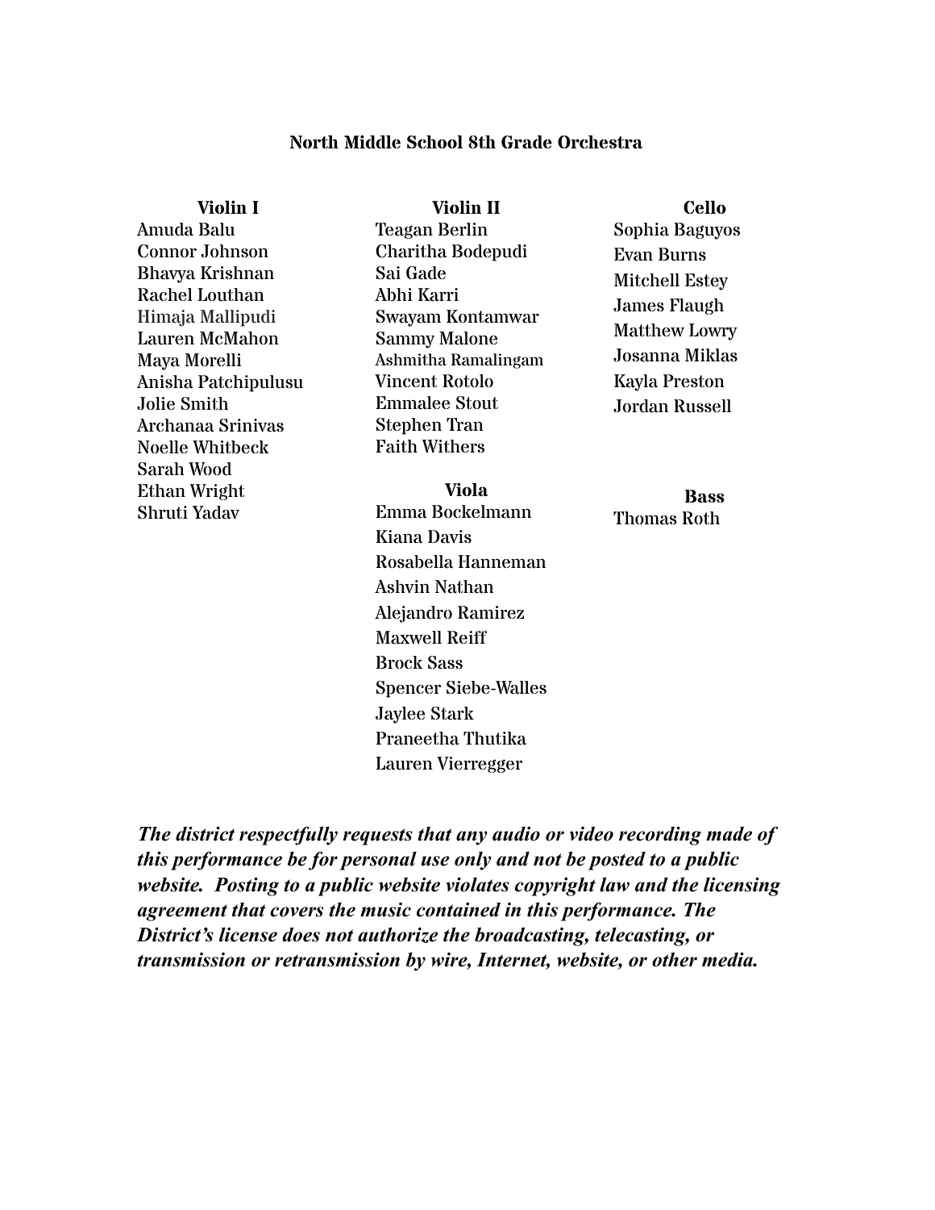## North Middle School 8th Grade Orchestra

### Violin I

Amuda Balu
Connor Johnson
Bhavya Krishnan
Rachel Louthan
Himaja Mallipudi
Lauren McMahon
Maya Morelli
Anisha Patchipulusu
Jolie Smith
Archanaa Srinivas
Noelle Whitbeck
Sarah Wood
Ethan Wright
Shruti Yadav

### Violin II

Teagan Berlin
Charitha Bodepudi
Sai Gade
Abhi Karri
Swayam Kontamwar
Sammy Malone
Ashmitha Ramalingam
Vincent Rotolo
Emmalee Stout
Stephen Tran
Faith Withers

### Viola

Emma Bockelmann
Kiana Davis
Rosabella Hanneman
Ashvin Nathan
Alejandro Ramirez
Maxwell Reiff
Brock Sass
Spencer Siebe-Walles
Jaylee Stark
Praneetha Thutika
Lauren Vierregger

### Cello

Sophia Baguyos
Evan Burns
Mitchell Estey
James Flaugh
Matthew Lowry
Josanna Miklas
Kayla Preston
Jordan Russell

### Bass

Thomas Roth

***The district respectfully requests that any audio or video recording made of this performance be for personal use only and not be posted to a public website. Posting to a public website violates copyright law and the licensing agreement that covers the music contained in this performance. The District's license does not authorize the broadcasting, telecasting, or transmission or retransmission by wire, Internet, website, or other media.***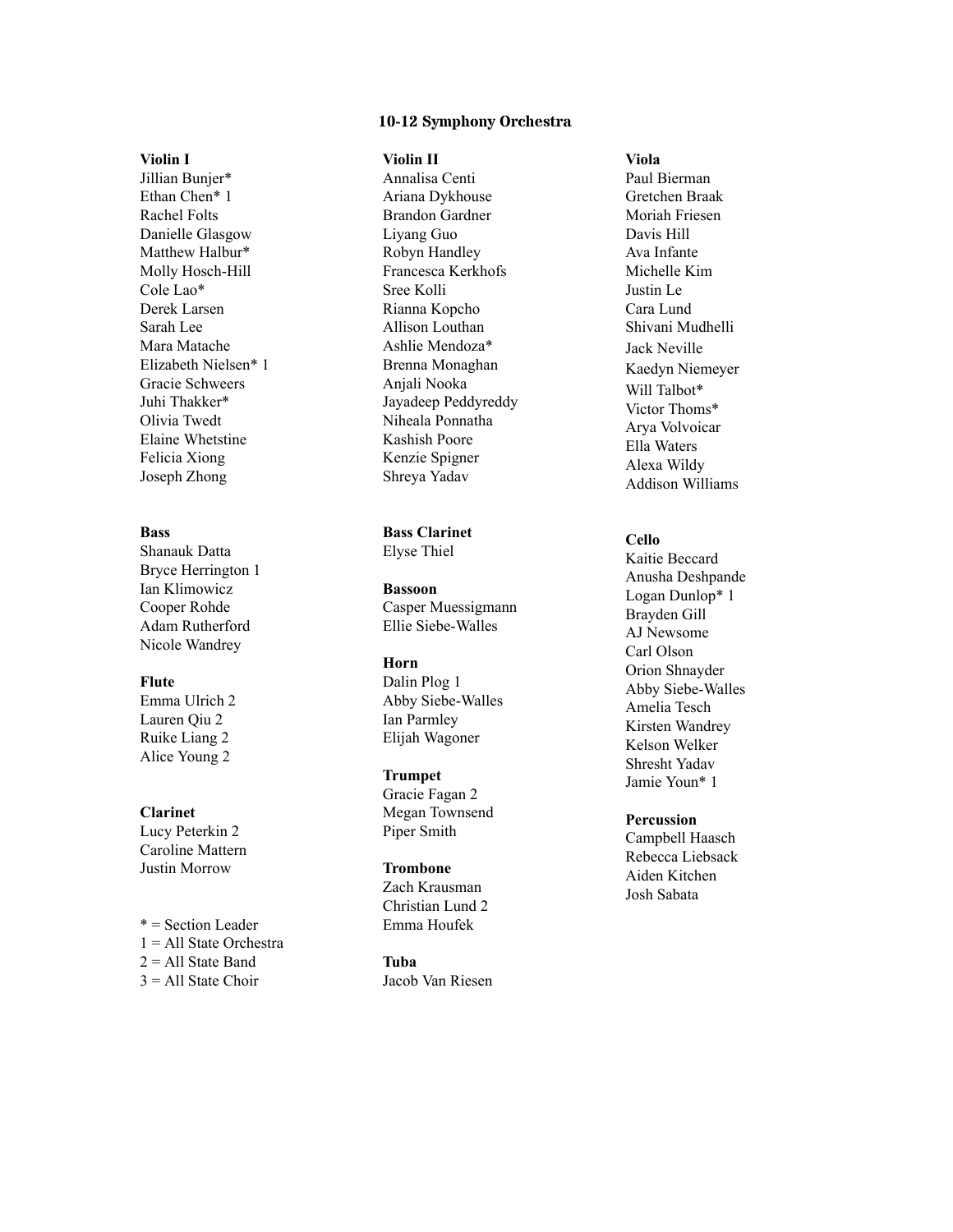## 10-12 Symphony Orchestra

**Violin I**
Jillian Bunjer*
Ethan Chen* 1
Rachel Folts
Danielle Glasgow
Matthew Halbur*
Molly Hosch-Hill
Cole Lao*
Derek Larsen
Sarah Lee
Mara Matache
Elizabeth Nielsen* 1
Gracie Schweers
Juhi Thakker*
Olivia Twedt
Elaine Whetstine
Felicia Xiong
Joseph Zhong

**Violin II**
Annalisa Centi
Ariana Dykhouse
Brandon Gardner
Liyang Guo
Robyn Handley
Francesca Kerkhofs
Sree Kolli
Rianna Kopcho
Allison Louthan
Ashlie Mendoza*
Brenna Monaghan
Anjali Nooka
Jayadeep Peddyreddy
Niheala Ponnatha
Kashish Poore
Kenzie Spigner
Shreya Yadav

**Viola**
Paul Bierman
Gretchen Braak
Moriah Friesen
Davis Hill
Ava Infante
Michelle Kim
Justin Le
Cara Lund
Shivani Mudhelli
Jack Neville
Kaedyn Niemeyer
Will Talbot*
Victor Thoms*
Arya Volvoicar
Ella Waters
Alexa Wildy
Addison Williams

**Bass**
Shanauk Datta
Bryce Herrington 1
Ian Klimowicz
Cooper Rohde
Adam Rutherford
Nicole Wandrey

**Flute**
Emma Ulrich 2
Lauren Qiu 2
Ruike Liang 2
Alice Young 2

**Clarinet**
Lucy Peterkin 2
Caroline Mattern
Justin Morrow

**Bass Clarinet**
Elyse Thiel

**Bassoon**
Casper Muessigmann
Ellie Siebe-Walles

**Horn**
Dalin Plog 1
Abby Siebe-Walles
Ian Parmley
Elijah Wagoner

**Trumpet**
Gracie Fagan 2
Megan Townsend
Piper Smith

**Trombone**
Zach Krausman
Christian Lund 2
Emma Houfek

**Tuba**
Jacob Van Riesen

**Cello**
Kaitie Beccard
Anusha Deshpande
Logan Dunlop* 1
Brayden Gill
AJ Newsome
Carl Olson
Orion Shnayder
Abby Siebe-Walles
Amelia Tesch
Kirsten Wandrey
Kelson Welker
Shresht Yadav
Jamie Youn* 1

**Percussion**
Campbell Haasch
Rebecca Liebsack
Aiden Kitchen
Josh Sabata

* = Section Leader
1 = All State Orchestra
2 = All State Band
3 = All State Choir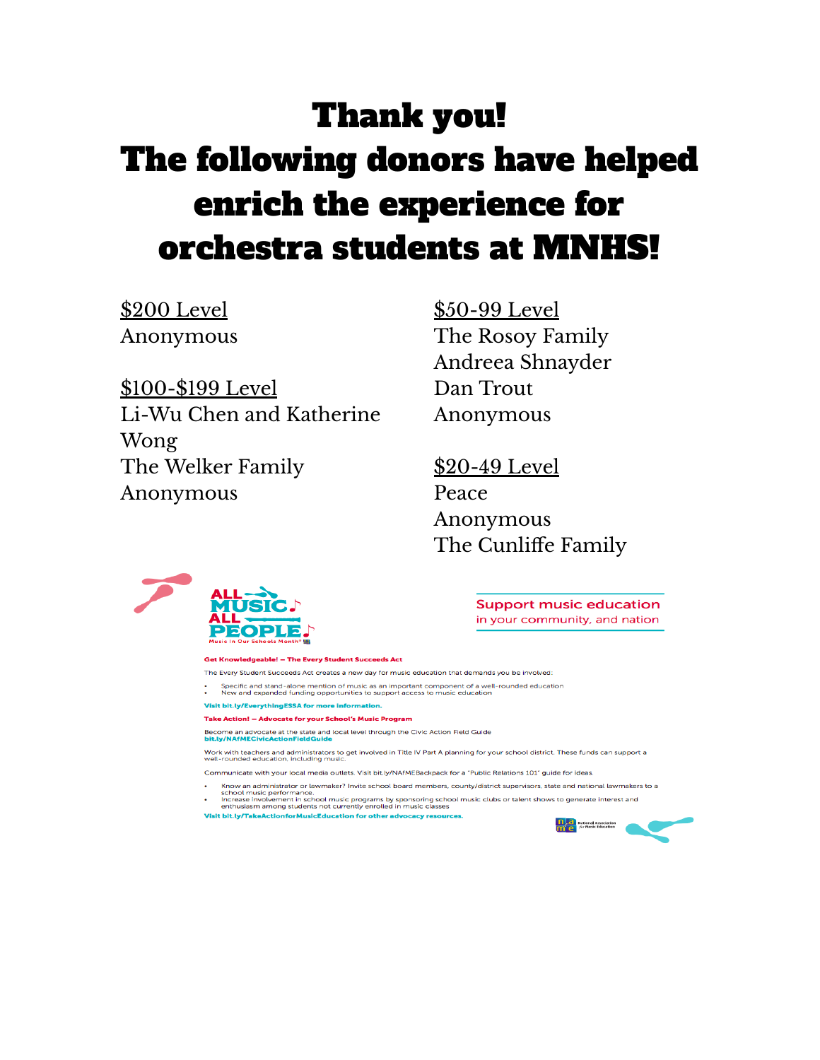# Thank you!
# The following donors have helped enrich the experience for orchestra students at MNHS!

<u>$200 Level</u>
Anonymous

<u>$100-$199 Level</u>
Li-Wu Chen and Katherine Wong
The Welker Family
Anonymous

<u>$50-99 Level</u>
The Rosoy Family
Andreea Shnayder
Dan Trout
Anonymous

<u>$20-49 Level</u>
Peace
Anonymous
The Cunliffe Family

ALL MUSIC ALL PEOPLE
Music In Our Schools Month®

Support music education
in your community, and nation

**Get Knowledgeable! – The Every Student Succeeds Act**

The Every Student Succeeds Act creates a new day for music education that demands you be involved:

- Specific and stand-alone mention of music as an important component of a well-rounded education
- New and expanded funding opportunities to support access to music education

**Visit bit.ly/EverythingESSA for more information.**

**Take Action! – Advocate for your School's Music Program**

Become an advocate at the state and local level through the Civic Action Field Guide
**bit.ly/NAfMECivicActionFieldGuide**

Work with teachers and administrators to get involved in Title IV Part A planning for your school district. These funds can support a well-rounded education, including music.

Communicate with your local media outlets. Visit bit.ly/NAfMEBackpack for a "Public Relations 101" guide for ideas.

- Know an administrator or lawmaker? Invite school board members, county/district supervisors, state and national lawmakers to a school music performance.
- Increase involvement in school music programs by sponsoring school music clubs or talent shows to generate interest and enthusiasm among students not currently enrolled in music classes

**Visit bit.ly/TakeActionforMusicEducation for other advocacy resources.**

National Association for Music Education